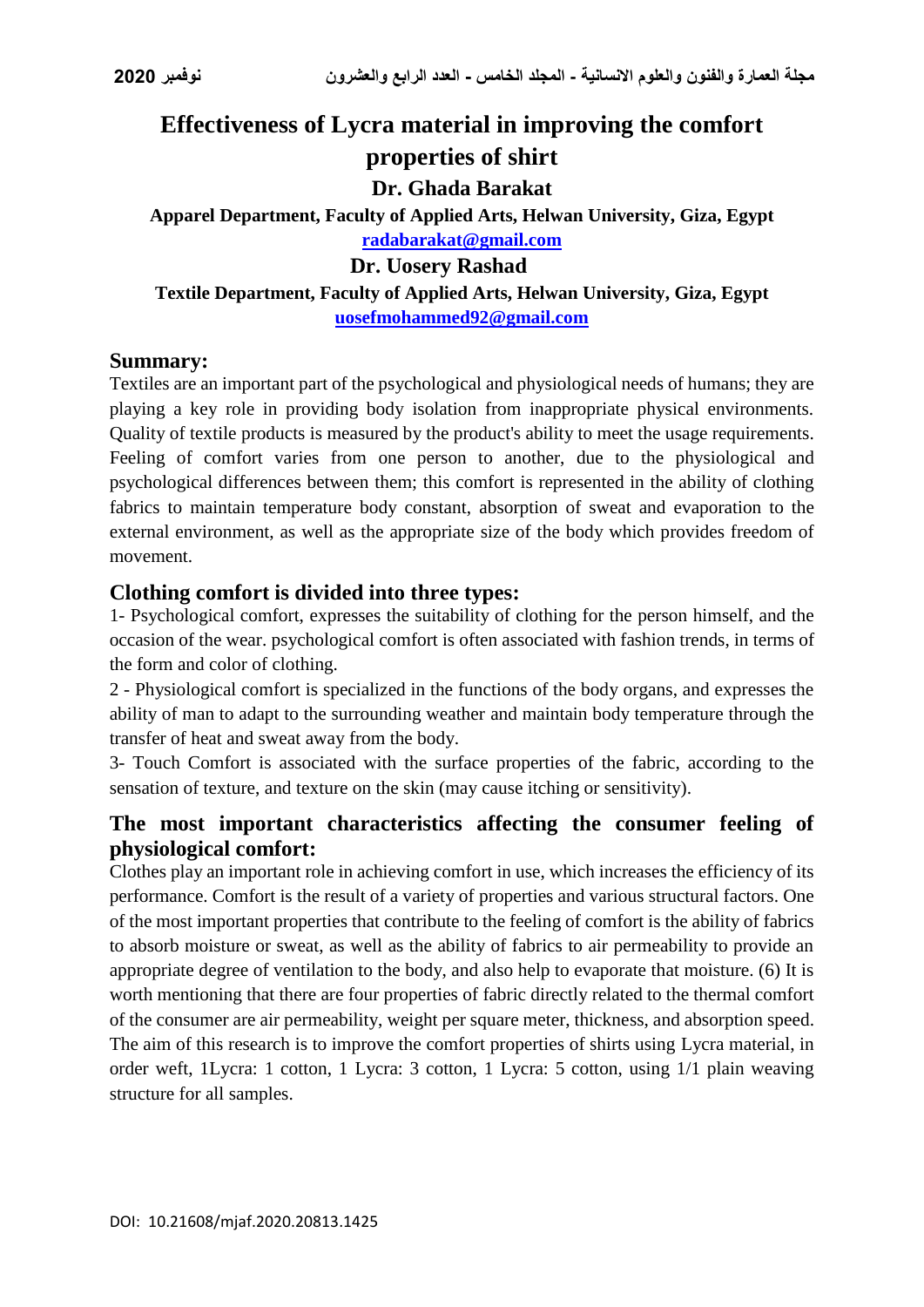# Effectiveness of Lycra material in improving the comfort properties of shirt

### Dr. Ghada Barakat

**Apparel Department, Faculty of Applied Arts, Helwan University, Giza, Egypt**

**radabarakat@gmail.com**

### Dr. Uosery Rashad

**Textile Department, Faculty of Applied Arts, Helwan University, Giza, Egypt**

**uosefmohammed92@gmail.com**

## Summary:

Textiles are an important part of the psychological and physiological needs of humans; they are playing a key role in providing body isolation from inappropriate physical environments. Quality of textile products is measured by the product's ability to meet the usage requirements. Feeling of comfort varies from one person to another, due to the physiological and psychological differences between them; this comfort is represented in the ability of clothing fabrics to maintain temperature body constant, absorption of sweat and evaporation to the external environment, as well as the appropriate size of the body which provides freedom of movement.

## Clothing comfort is divided into three types:

1- Psychological comfort, expresses the suitability of clothing for the person himself, and the occasion of the wear. psychological comfort is often associated with fashion trends, in terms of the form and color of clothing.

2 - Physiological comfort is specialized in the functions of the body organs, and expresses the ability of man to adapt to the surrounding weather and maintain body temperature through the transfer of heat and sweat away from the body.

3- Touch Comfort is associated with the surface properties of the fabric, according to the sensation of texture, and texture on the skin (may cause itching or sensitivity).

## The most important characteristics affecting the consumer feeling of physiological comfort:

Clothes play an important role in achieving comfort in use, which increases the efficiency of its performance. Comfort is the result of a variety of properties and various structural factors. One of the most important properties that contribute to the feeling of comfort is the ability of fabrics to absorb moisture or sweat, as well as the ability of fabrics to air permeability to provide an appropriate degree of ventilation to the body, and also help to evaporate that moisture. (6) It is worth mentioning that there are four properties of fabric directly related to the thermal comfort of the consumer are air permeability, weight per square meter, thickness, and absorption speed. The aim of this research is to improve the comfort properties of shirts using Lycra material, in order weft, 1Lycra: 1 cotton, 1 Lycra: 3 cotton, 1 Lycra: 5 cotton, using 1/1 plain weaving structure for all samples.

DOI: 10.21608/mjaf.2020.20813.1425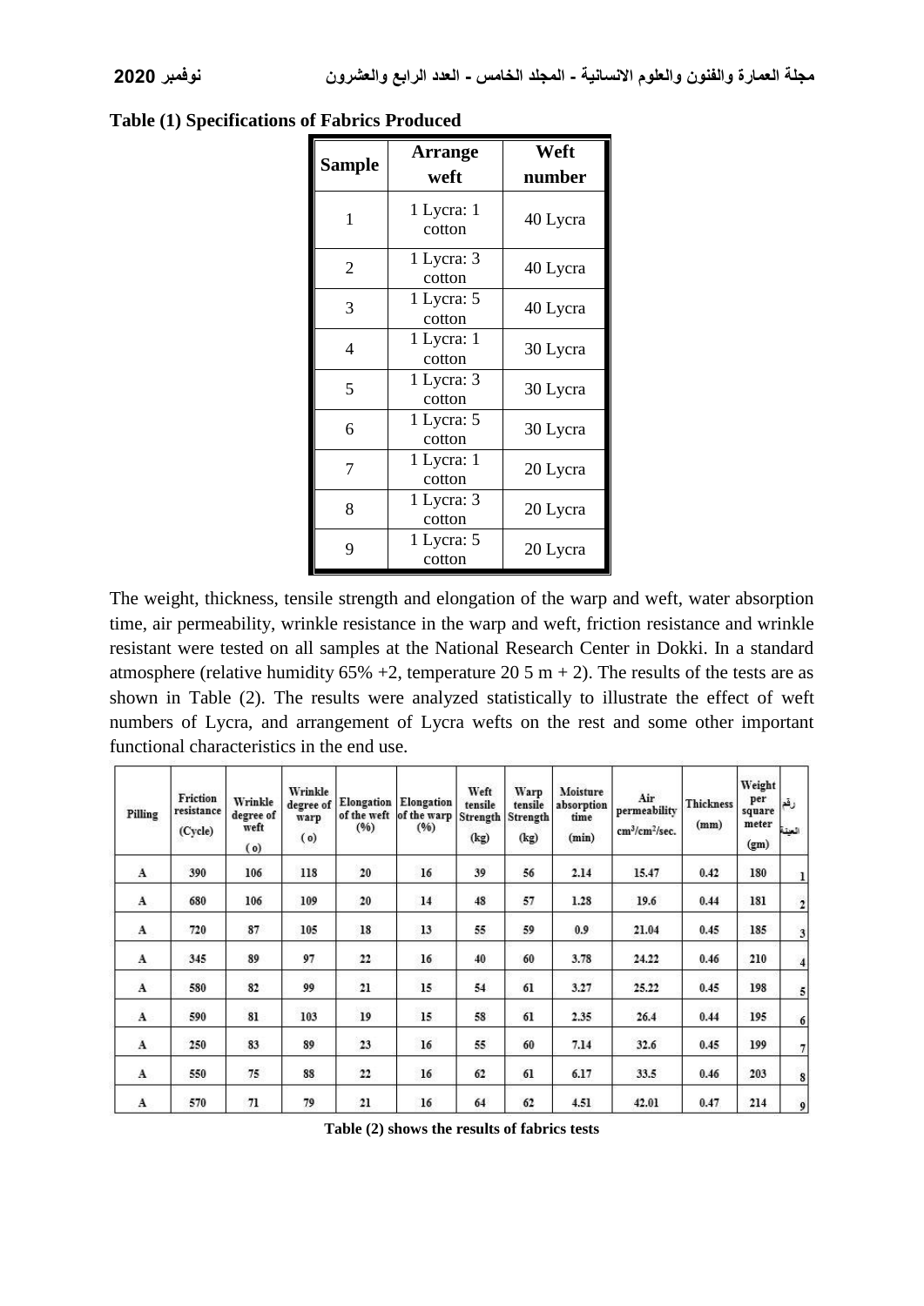**Table (1) Specifications of Fabrics Produced**

| Sample | Arrange weft | Weft number |
|---|---|---|
| 1 | 1 Lycra: 1 cotton | 40 Lycra |
| 2 | 1 Lycra: 3 cotton | 40 Lycra |
| 3 | 1 Lycra: 5 cotton | 40 Lycra |
| 4 | 1 Lycra: 1 cotton | 30 Lycra |
| 5 | 1 Lycra: 3 cotton | 30 Lycra |
| 6 | 1 Lycra: 5 cotton | 30 Lycra |
| 7 | 1 Lycra: 1 cotton | 20 Lycra |
| 8 | 1 Lycra: 3 cotton | 20 Lycra |
| 9 | 1 Lycra: 5 cotton | 20 Lycra |

The weight, thickness, tensile strength and elongation of the warp and weft, water absorption time, air permeability, wrinkle resistance in the warp and weft, friction resistance and wrinkle resistant were tested on all samples at the National Research Center in Dokki. In a standard atmosphere (relative humidity 65% +2, temperature 20 5 m + 2). The results of the tests are as shown in Table (2). The results were analyzed statistically to illustrate the effect of weft numbers of Lycra, and arrangement of Lycra wefts on the rest and some other important functional characteristics in the end use.

| Pilling | Friction resistance (Cycle) | Wrinkle degree of weft (o) | Wrinkle degree of warp (o) | Elongation of the weft (%) | Elongation of the warp (%) | Weft tensile Strength (kg) | Warp tensile Strength (kg) | Moisture absorption time (min) | Air permeability cm³/cm²/sec. | Thickness (mm) | Weight per square meter (gm) | رقم العينة |
|---|---|---|---|---|---|---|---|---|---|---|---|---|
| A | 390 | 106 | 118 | 20 | 16 | 39 | 56 | 2.14 | 15.47 | 0.42 | 180 | 1 |
| A | 680 | 106 | 109 | 20 | 14 | 48 | 57 | 1.28 | 19.6 | 0.44 | 181 | 2 |
| A | 720 | 87 | 105 | 18 | 13 | 55 | 59 | 0.9 | 21.04 | 0.45 | 185 | 3 |
| A | 345 | 89 | 97 | 22 | 16 | 40 | 60 | 3.78 | 24.22 | 0.46 | 210 | 4 |
| A | 580 | 82 | 99 | 21 | 15 | 54 | 61 | 3.27 | 25.22 | 0.45 | 198 | 5 |
| A | 590 | 81 | 103 | 19 | 15 | 58 | 61 | 2.35 | 26.4 | 0.44 | 195 | 6 |
| A | 250 | 83 | 89 | 23 | 16 | 55 | 60 | 7.14 | 32.6 | 0.45 | 199 | 7 |
| A | 550 | 75 | 88 | 22 | 16 | 62 | 61 | 6.17 | 33.5 | 0.46 | 203 | 8 |
| A | 570 | 71 | 79 | 21 | 16 | 64 | 62 | 4.51 | 42.01 | 0.47 | 214 | 9 |

**Table (2) shows the results of fabrics tests**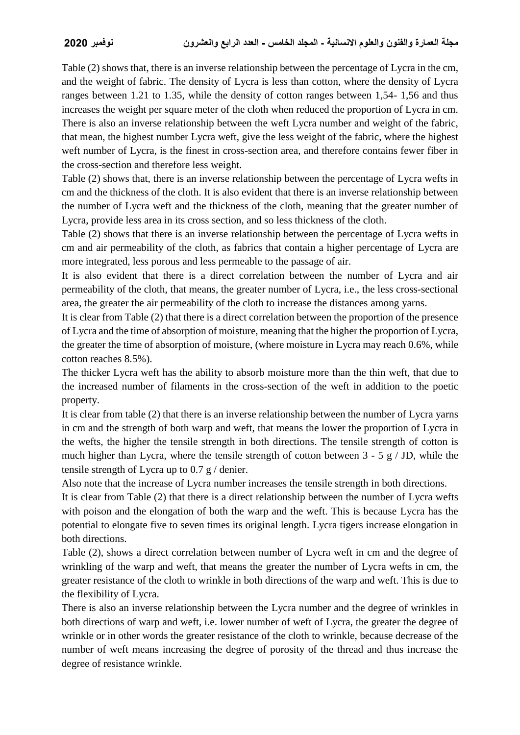Table (2) shows that, there is an inverse relationship between the percentage of Lycra in the cm, and the weight of fabric. The density of Lycra is less than cotton, where the density of Lycra ranges between 1.21 to 1.35, while the density of cotton ranges between 1,54- 1,56 and thus increases the weight per square meter of the cloth when reduced the proportion of Lycra in cm. There is also an inverse relationship between the weft Lycra number and weight of the fabric, that mean, the highest number Lycra weft, give the less weight of the fabric, where the highest weft number of Lycra, is the finest in cross-section area, and therefore contains fewer fiber in the cross-section and therefore less weight.

Table (2) shows that, there is an inverse relationship between the percentage of Lycra wefts in cm and the thickness of the cloth. It is also evident that there is an inverse relationship between the number of Lycra weft and the thickness of the cloth, meaning that the greater number of Lycra, provide less area in its cross section, and so less thickness of the cloth.

Table (2) shows that there is an inverse relationship between the percentage of Lycra wefts in cm and air permeability of the cloth, as fabrics that contain a higher percentage of Lycra are more integrated, less porous and less permeable to the passage of air.

It is also evident that there is a direct correlation between the number of Lycra and air permeability of the cloth, that means, the greater number of Lycra, i.e., the less cross-sectional area, the greater the air permeability of the cloth to increase the distances among yarns.

It is clear from Table (2) that there is a direct correlation between the proportion of the presence of Lycra and the time of absorption of moisture, meaning that the higher the proportion of Lycra, the greater the time of absorption of moisture, (where moisture in Lycra may reach 0.6%, while cotton reaches 8.5%).

The thicker Lycra weft has the ability to absorb moisture more than the thin weft, that due to the increased number of filaments in the cross-section of the weft in addition to the poetic property.

It is clear from table (2) that there is an inverse relationship between the number of Lycra yarns in cm and the strength of both warp and weft, that means the lower the proportion of Lycra in the wefts, the higher the tensile strength in both directions. The tensile strength of cotton is much higher than Lycra, where the tensile strength of cotton between 3 - 5 g / JD, while the tensile strength of Lycra up to 0.7 g / denier.

Also note that the increase of Lycra number increases the tensile strength in both directions.

It is clear from Table (2) that there is a direct relationship between the number of Lycra wefts with poison and the elongation of both the warp and the weft. This is because Lycra has the potential to elongate five to seven times its original length. Lycra tigers increase elongation in both directions.

Table (2), shows a direct correlation between number of Lycra weft in cm and the degree of wrinkling of the warp and weft, that means the greater the number of Lycra wefts in cm, the greater resistance of the cloth to wrinkle in both directions of the warp and weft. This is due to the flexibility of Lycra.

There is also an inverse relationship between the Lycra number and the degree of wrinkles in both directions of warp and weft, i.e. lower number of weft of Lycra, the greater the degree of wrinkle or in other words the greater resistance of the cloth to wrinkle, because decrease of the number of weft means increasing the degree of porosity of the thread and thus increase the degree of resistance wrinkle.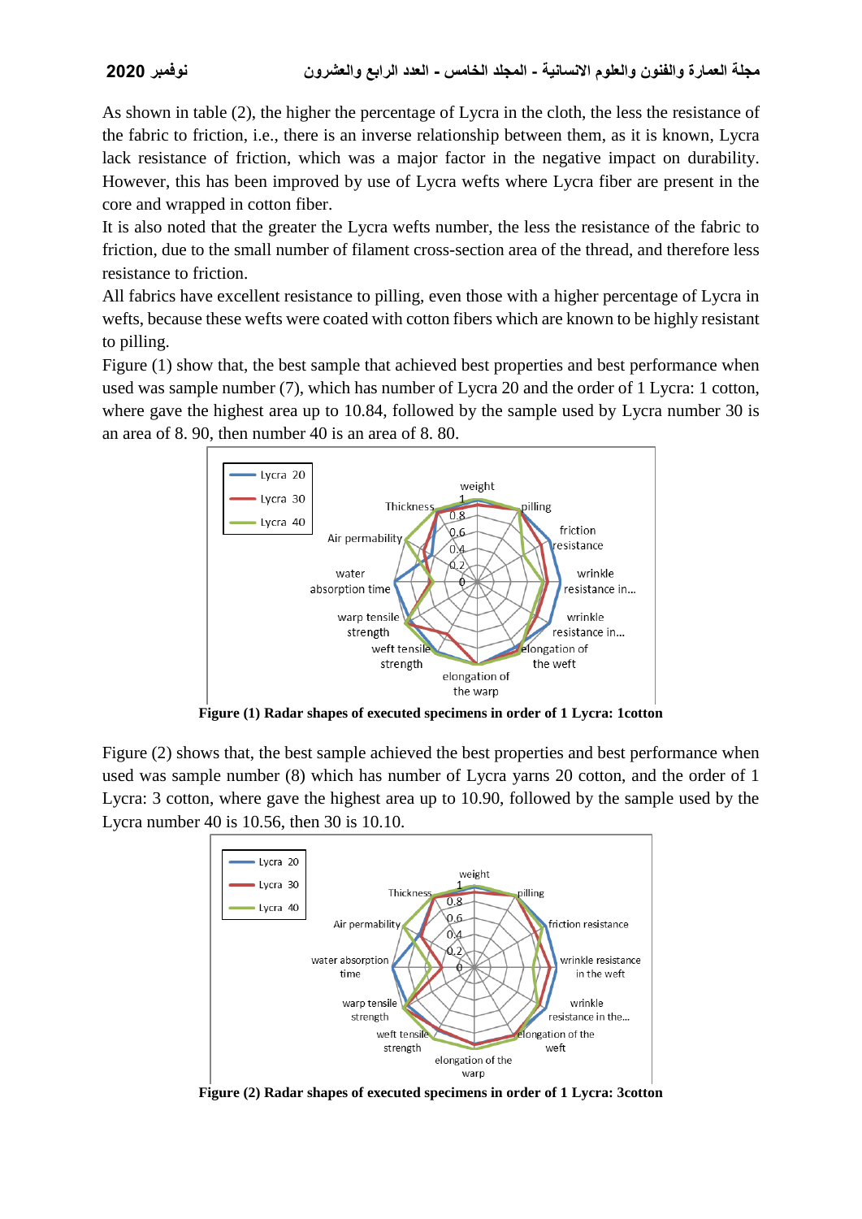As shown in table (2), the higher the percentage of Lycra in the cloth, the less the resistance of the fabric to friction, i.e., there is an inverse relationship between them, as it is known, Lycra lack resistance of friction, which was a major factor in the negative impact on durability. However, this has been improved by use of Lycra wefts where Lycra fiber are present in the core and wrapped in cotton fiber.

It is also noted that the greater the Lycra wefts number, the less the resistance of the fabric to friction, due to the small number of filament cross-section area of the thread, and therefore less resistance to friction.

All fabrics have excellent resistance to pilling, even those with a higher percentage of Lycra in wefts, because these wefts were coated with cotton fibers which are known to be highly resistant to pilling.

Figure (1) show that, the best sample that achieved best properties and best performance when used was sample number (7), which has number of Lycra 20 and the order of 1 Lycra: 1 cotton, where gave the highest area up to 10.84, followed by the sample used by Lycra number 30 is an area of 8. 90, then number 40 is an area of 8. 80.

**Figure (1) Radar shapes of executed specimens in order of 1 Lycra: 1cotton**

Figure (2) shows that, the best sample achieved the best properties and best performance when used was sample number (8) which has number of Lycra yarns 20 cotton, and the order of 1 Lycra: 3 cotton, where gave the highest area up to 10.90, followed by the sample used by the Lycra number 40 is 10.56, then 30 is 10.10.

**Figure (2) Radar shapes of executed specimens in order of 1 Lycra: 3cotton**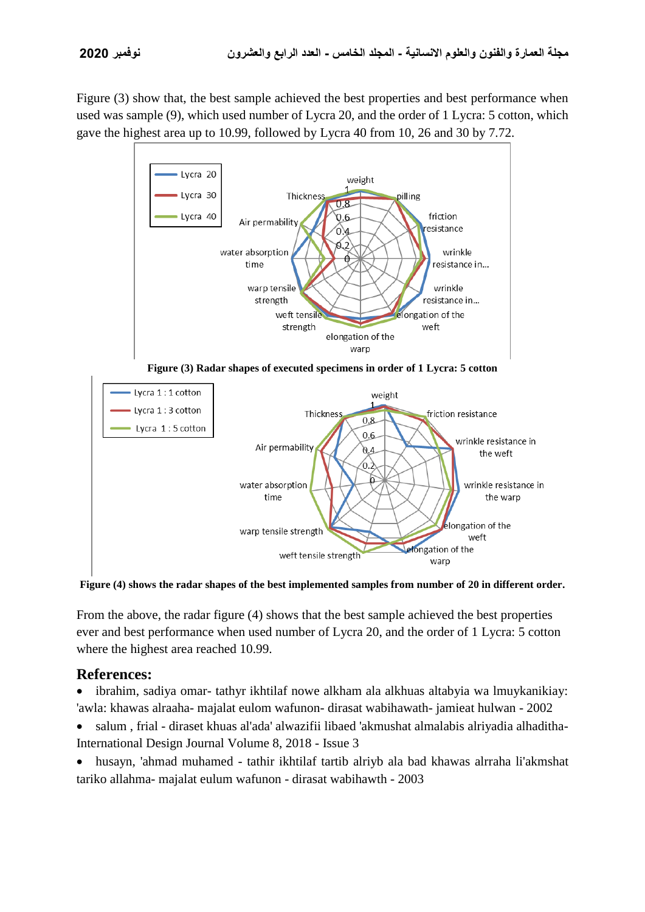Figure (3) show that, the best sample achieved the best properties and best performance when used was sample (9), which used number of Lycra 20, and the order of 1 Lycra: 5 cotton, which gave the highest area up to 10.99, followed by Lycra 40 from 10, 26 and 30 by 7.72.

**Figure (3) Radar shapes of executed specimens in order of 1 Lycra: 5 cotton**

**Figure (4) shows the radar shapes of the best implemented samples from number of 20 in different order.**

From the above, the radar figure (4) shows that the best sample achieved the best properties ever and best performance when used number of Lycra 20, and the order of 1 Lycra: 5 cotton where the highest area reached 10.99.

## References:

- ibrahim, sadiya omar- tathyr ikhtilaf nowe alkham ala alkhuas altabyia wa lmuykanikiay: 'awla: khawas alraaha- majalat eulom wafunon- dirasat wabihawath- jamieat hulwan - 2002
- salum , frial - diraset khuas al'ada' alwazifii libaed 'akmushat almalabis alriyadia alhaditha- International Design Journal Volume 8, 2018 - Issue 3
- husayn, 'ahmad muhamed - tathir ikhtilaf tartib alriyb ala bad khawas alrraha li'akmshat tariko allahma- majalat eulum wafunon - dirasat wabihawth - 2003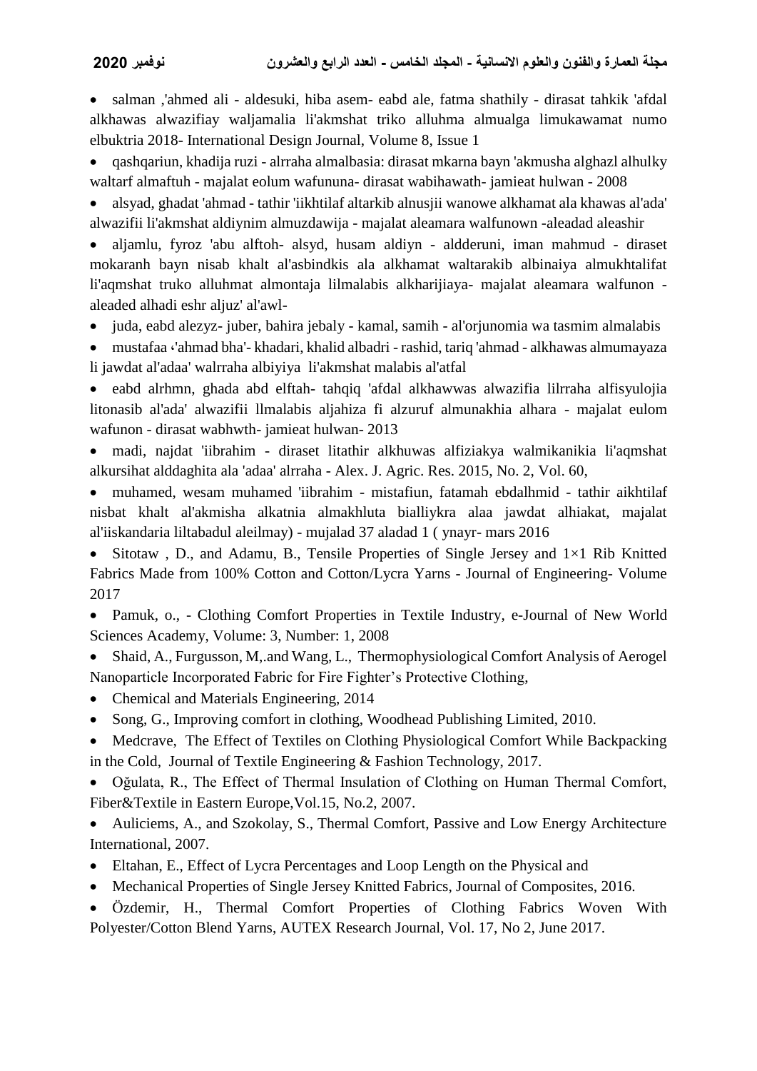- salman ,'ahmed ali - aldesuki, hiba asem- eabd ale, fatma shathily - dirasat tahkik 'afdal alkhawas alwazifiay waljamalia li'akmshat triko alluhma almualga limukawamat numo elbuktria 2018- International Design Journal, Volume 8, Issue 1
- qashqariun, khadija ruzi - alrraha almalbasia: dirasat mkarna bayn 'akmusha alghazl alhulky waltarf almaftuh - majalat eolum wafununa- dirasat wabihawath- jamieat hulwan - 2008
- alsyad, ghadat 'ahmad - tathir 'iikhtilaf altarkib alnusjii wanowe alkhamat ala khawas al'ada' alwazifii li'akmshat aldiynim almuzdawija - majalat aleamara walfunown -aleadad aleashir
- aljamlu, fyroz 'abu alftoh- alsyd, husam aldiyn - aldderuni, iman mahmud - diraset mokaranh bayn nisab khalt al'asbindkis ala alkhamat waltarakib albinaiya almukhtalifat li'aqmshat truko alluhmat almontaja lilmalabis alkharijiaya- majalat aleamara walfunon - aleaded alhadi eshr aljuz' al'awl-
- juda, eabd alezyz- juber, bahira jebaly - kamal, samih - al'orjunomia wa tasmim almalabis
- mustafaa ،'ahmad bha'- khadari, khalid albadri - rashid, tariq 'ahmad - alkhawas almumayaza li jawdat al'adaa' walrraha albiyiya li'akmshat malabis al'atfal
- eabd alrhmn, ghada abd elftah- tahqiq 'afdal alkhawwas alwazifia lilrraha alfisyulojia litonasib al'ada' alwazifii llmalabis aljahiza fi alzuruf almunakhia alhara - majalat eulom wafunon - dirasat wabhwth- jamieat hulwan- 2013
- madi, najdat 'iibrahim - diraset litathir alkhuwas alfiziakya walmikanikia li'aqmshat alkursihat alddaghita ala 'adaa' alrraha - Alex. J. Agric. Res. 2015, No. 2, Vol. 60,
- muhamed, wesam muhamed 'iibrahim - mistafiun, fatamah ebdalhmid - tathir aikhtilaf nisbat khalt al'akmisha alkatnia almakhluta bialliykra alaa jawdat alhiakat, majalat al'iiskandaria liltabadul aleilmay) - mujalad 37 aladad 1 ( ynayr- mars 2016
- Sitotaw , D., and Adamu, B., Tensile Properties of Single Jersey and 1×1 Rib Knitted Fabrics Made from 100% Cotton and Cotton/Lycra Yarns - Journal of Engineering- Volume 2017
- Pamuk, o., - Clothing Comfort Properties in Textile Industry, e-Journal of New World Sciences Academy, Volume: 3, Number: 1, 2008
- Shaid, A., Furgusson, M,.and Wang, L., Thermophysiological Comfort Analysis of Aerogel Nanoparticle Incorporated Fabric for Fire Fighter's Protective Clothing,
- Chemical and Materials Engineering, 2014
- Song, G., Improving comfort in clothing, Woodhead Publishing Limited, 2010.
- Medcrave, The Effect of Textiles on Clothing Physiological Comfort While Backpacking in the Cold, Journal of Textile Engineering & Fashion Technology, 2017.
- Oğulata, R., The Effect of Thermal Insulation of Clothing on Human Thermal Comfort, Fiber&Textile in Eastern Europe,Vol.15, No.2, 2007.
- Auliciems, A., and Szokolay, S., Thermal Comfort, Passive and Low Energy Architecture International, 2007.
- Eltahan, E., Effect of Lycra Percentages and Loop Length on the Physical and
- Mechanical Properties of Single Jersey Knitted Fabrics, Journal of Composites, 2016.
- Özdemir, H., Thermal Comfort Properties of Clothing Fabrics Woven With Polyester/Cotton Blend Yarns, AUTEX Research Journal, Vol. 17, No 2, June 2017.